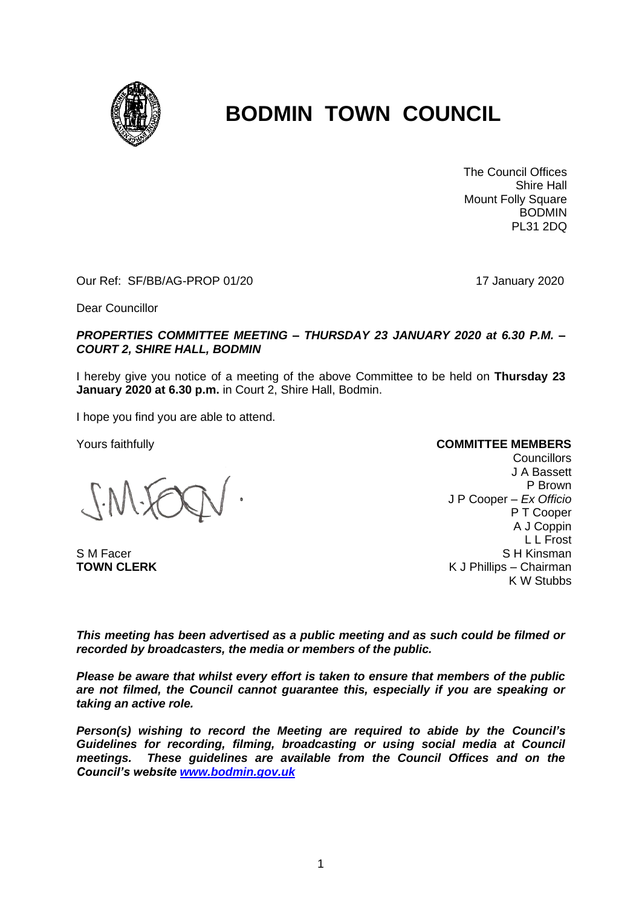# BODMIN TOWN COUNCIL

The Council Offices
Shire Hall
Mount Folly Square
BODMIN
PL31 2DQ

Our Ref: SF/BB/AG-PROP 01/20

17 January 2020

Dear Councillor

***PROPERTIES COMMITTEE MEETING – THURSDAY 23 JANUARY 2020 at 6.30 P.M. – COURT 2, SHIRE HALL, BODMIN***

I hereby give you notice of a meeting of the above Committee to be held on **Thursday 23 January 2020 at 6.30 p.m.** in Court 2, Shire Hall, Bodmin.

I hope you find you are able to attend.

Yours faithfully

S M Facer
**TOWN CLERK**

**COMMITTEE MEMBERS**
Councillors
J A Bassett
P Brown
J P Cooper – *Ex Officio*
P T Cooper
A J Coppin
L L Frost
S H Kinsman
K J Phillips – Chairman
K W Stubbs

***This meeting has been advertised as a public meeting and as such could be filmed or recorded by broadcasters, the media or members of the public.***

***Please be aware that whilst every effort is taken to ensure that members of the public are not filmed, the Council cannot guarantee this, especially if you are speaking or taking an active role.***

***Person(s) wishing to record the Meeting are required to abide by the Council's Guidelines for recording, filming, broadcasting or using social media at Council meetings. These guidelines are available from the Council Offices and on the Council's website www.bodmin.gov.uk***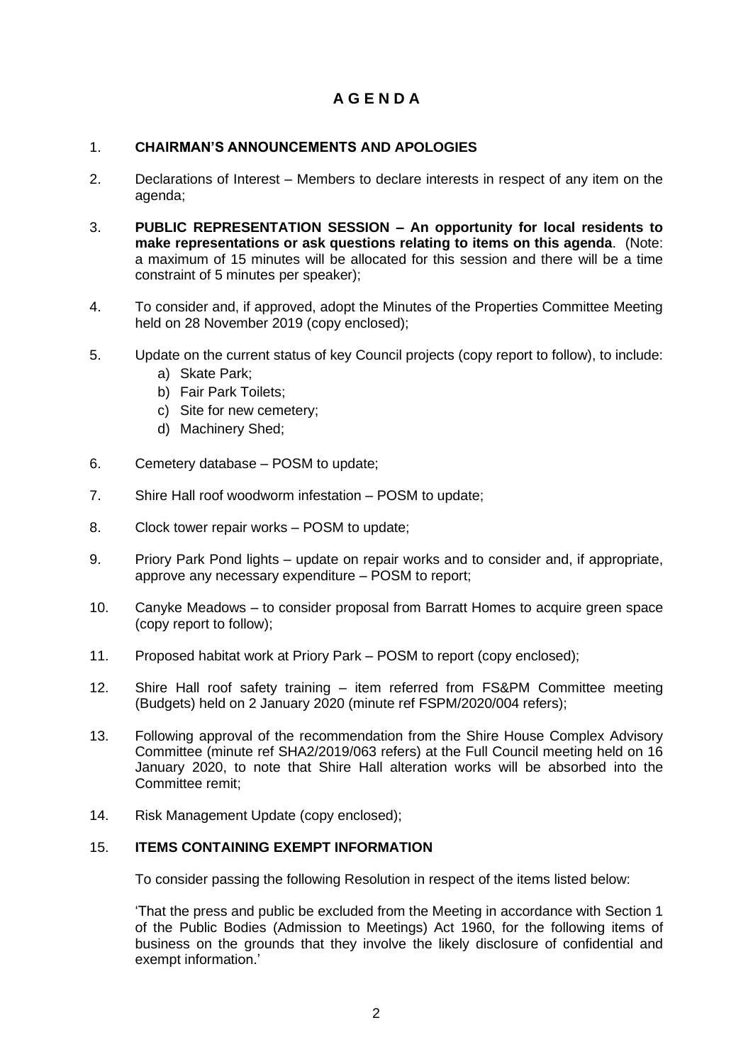# A G E N D A

1. **CHAIRMAN'S ANNOUNCEMENTS AND APOLOGIES**

2. Declarations of Interest – Members to declare interests in respect of any item on the agenda;

3. **PUBLIC REPRESENTATION SESSION – An opportunity for local residents to make representations or ask questions relating to items on this agenda**. (Note: a maximum of 15 minutes will be allocated for this session and there will be a time constraint of 5 minutes per speaker);

4. To consider and, if approved, adopt the Minutes of the Properties Committee Meeting held on 28 November 2019 (copy enclosed);

5. Update on the current status of key Council projects (copy report to follow), to include:
   a) Skate Park;
   b) Fair Park Toilets;
   c) Site for new cemetery;
   d) Machinery Shed;

6. Cemetery database – POSM to update;

7. Shire Hall roof woodworm infestation – POSM to update;

8. Clock tower repair works – POSM to update;

9. Priory Park Pond lights – update on repair works and to consider and, if appropriate, approve any necessary expenditure – POSM to report;

10. Canyke Meadows – to consider proposal from Barratt Homes to acquire green space (copy report to follow);

11. Proposed habitat work at Priory Park – POSM to report (copy enclosed);

12. Shire Hall roof safety training – item referred from FS&PM Committee meeting (Budgets) held on 2 January 2020 (minute ref FSPM/2020/004 refers);

13. Following approval of the recommendation from the Shire House Complex Advisory Committee (minute ref SHA2/2019/063 refers) at the Full Council meeting held on 16 January 2020, to note that Shire Hall alteration works will be absorbed into the Committee remit;

14. Risk Management Update (copy enclosed);

15. **ITEMS CONTAINING EXEMPT INFORMATION**

    To consider passing the following Resolution in respect of the items listed below:

    'That the press and public be excluded from the Meeting in accordance with Section 1 of the Public Bodies (Admission to Meetings) Act 1960, for the following items of business on the grounds that they involve the likely disclosure of confidential and exempt information.'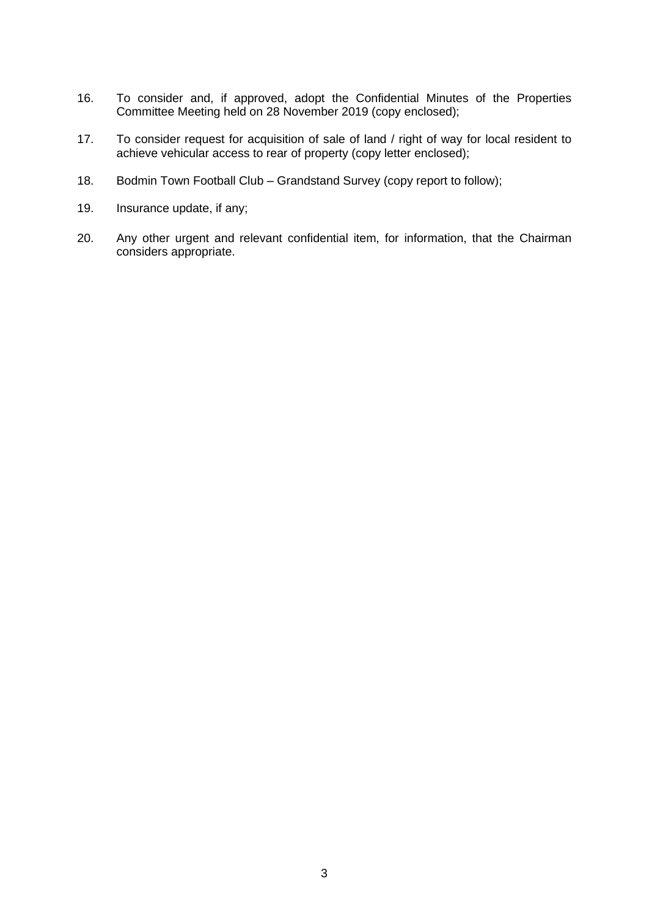16. To consider and, if approved, adopt the Confidential Minutes of the Properties Committee Meeting held on 28 November 2019 (copy enclosed);

17. To consider request for acquisition of sale of land / right of way for local resident to achieve vehicular access to rear of property (copy letter enclosed);

18. Bodmin Town Football Club – Grandstand Survey (copy report to follow);

19. Insurance update, if any;

20. Any other urgent and relevant confidential item, for information, that the Chairman considers appropriate.